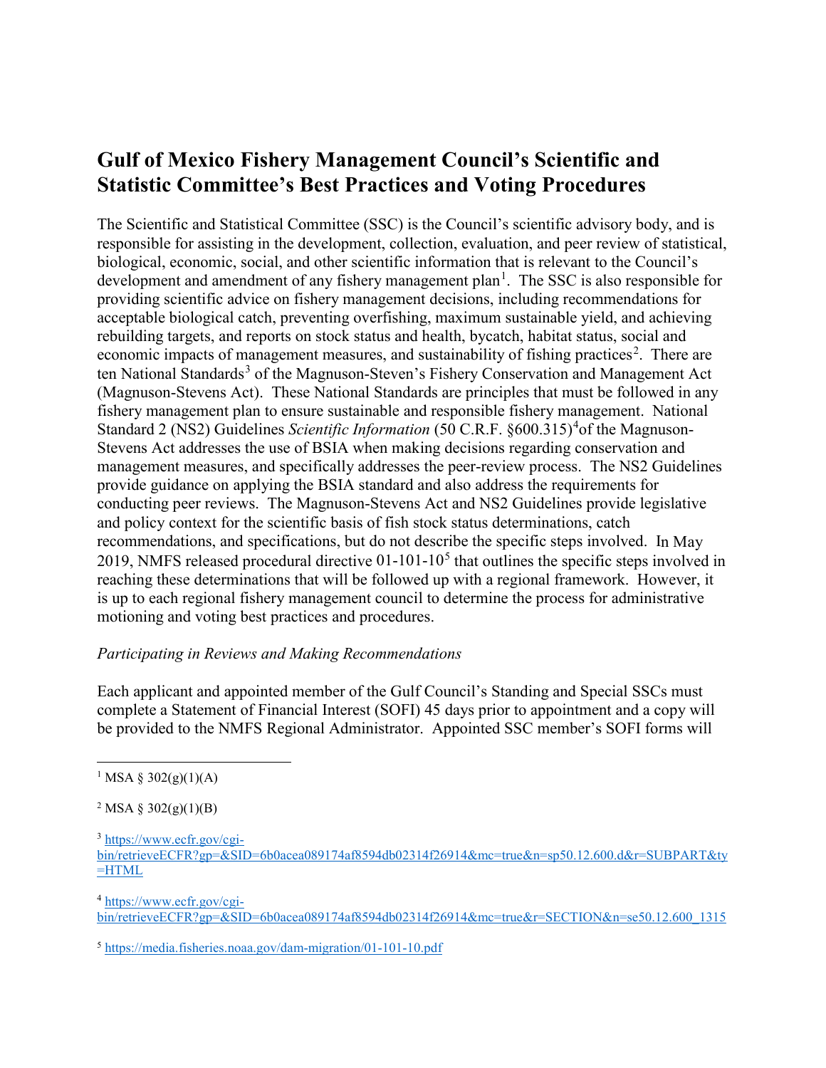# Gulf of Mexico Fishery Management Council's Scientific and Statistic Committee's Best Practices and Voting Procedures

The Scientific and Statistical Committee (SSC) is the Council's scientific advisory body, and is responsible for assisting in the development, collection, evaluation, and peer review of statistical, biological, economic, social, and other scientific information that is relevant to the Council's development and amendment of any fishery management plan[1]. The SSC is also responsible for providing scientific advice on fishery management decisions, including recommendations for acceptable biological catch, preventing overfishing, maximum sustainable yield, and achieving rebuilding targets, and reports on stock status and health, bycatch, habitat status, social and economic impacts of management measures, and sustainability of fishing practices[2]. There are ten National Standards[3] of the Magnuson-Steven's Fishery Conservation and Management Act (Magnuson-Stevens Act). These National Standards are principles that must be followed in any fishery management plan to ensure sustainable and responsible fishery management. National Standard 2 (NS2) Guidelines *Scientific Information* (50 C.R.F. §600.315)[4]of the Magnuson-Stevens Act addresses the use of BSIA when making decisions regarding conservation and management measures, and specifically addresses the peer-review process. The NS2 Guidelines provide guidance on applying the BSIA standard and also address the requirements for conducting peer reviews. The Magnuson-Stevens Act and NS2 Guidelines provide legislative and policy context for the scientific basis of fish stock status determinations, catch recommendations, and specifications, but do not describe the specific steps involved. In May 2019, NMFS released procedural directive 01-101-10[5] that outlines the specific steps involved in reaching these determinations that will be followed up with a regional framework. However, it is up to each regional fishery management council to determine the process for administrative motioning and voting best practices and procedures.

*Participating in Reviews and Making Recommendations*

Each applicant and appointed member of the Gulf Council's Standing and Special SSCs must complete a Statement of Financial Interest (SOFI) 45 days prior to appointment and a copy will be provided to the NMFS Regional Administrator. Appointed SSC member's SOFI forms will

---

[1] MSA § 302(g)(1)(A)

[2] MSA § 302(g)(1)(B)

[3] https://www.ecfr.gov/cgi-bin/retrieveECFR?gp=&SID=6b0acea089174af8594db02314f26914&mc=true&n=sp50.12.600.d&r=SUBPART&ty=HTML

[4] https://www.ecfr.gov/cgi-bin/retrieveECFR?gp=&SID=6b0acea089174af8594db02314f26914&mc=true&r=SECTION&n=se50.12.600_1315

[5] https://media.fisheries.noaa.gov/dam-migration/01-101-10.pdf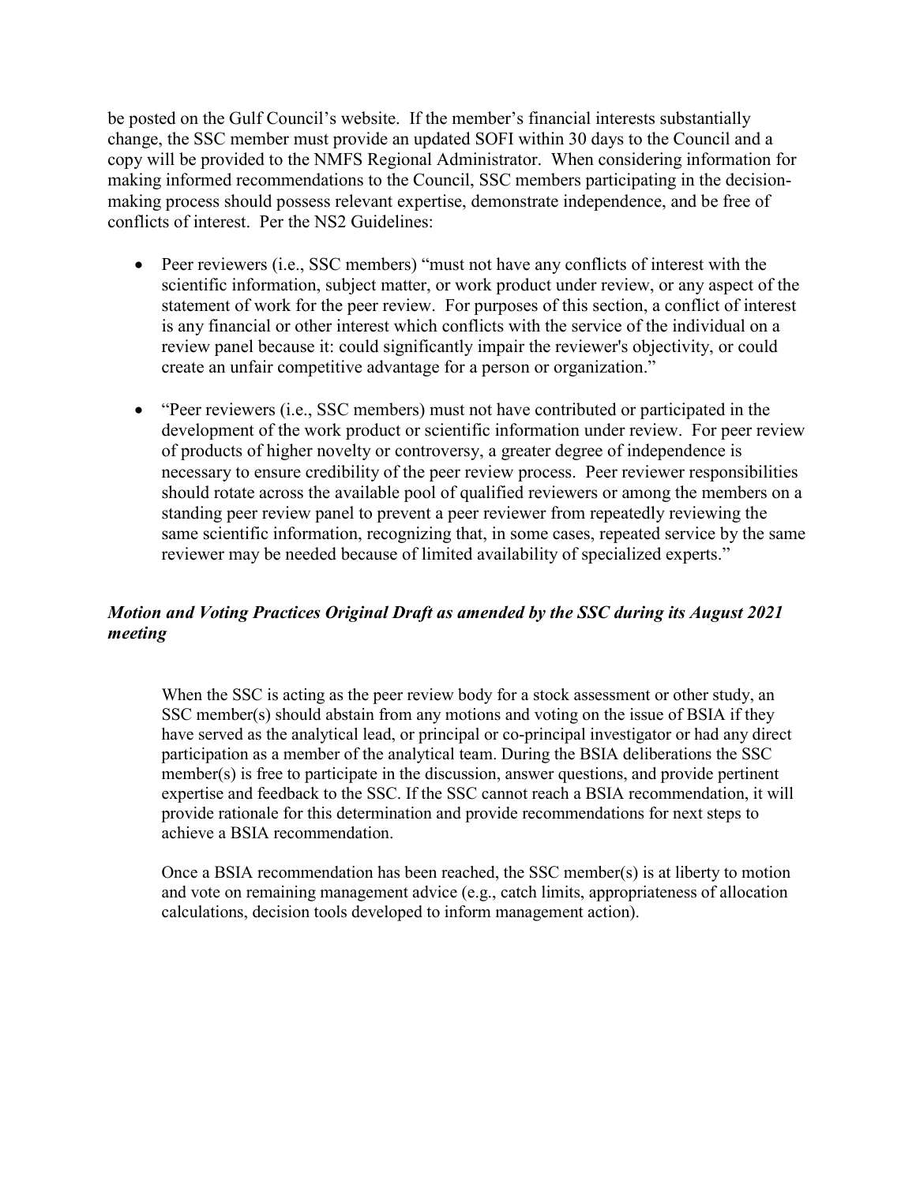be posted on the Gulf Council's website. If the member's financial interests substantially change, the SSC member must provide an updated SOFI within 30 days to the Council and a copy will be provided to the NMFS Regional Administrator. When considering information for making informed recommendations to the Council, SSC members participating in the decision-making process should possess relevant expertise, demonstrate independence, and be free of conflicts of interest. Per the NS2 Guidelines:

- Peer reviewers (i.e., SSC members) "must not have any conflicts of interest with the scientific information, subject matter, or work product under review, or any aspect of the statement of work for the peer review. For purposes of this section, a conflict of interest is any financial or other interest which conflicts with the service of the individual on a review panel because it: could significantly impair the reviewer's objectivity, or could create an unfair competitive advantage for a person or organization."
- "Peer reviewers (i.e., SSC members) must not have contributed or participated in the development of the work product or scientific information under review. For peer review of products of higher novelty or controversy, a greater degree of independence is necessary to ensure credibility of the peer review process. Peer reviewer responsibilities should rotate across the available pool of qualified reviewers or among the members on a standing peer review panel to prevent a peer reviewer from repeatedly reviewing the same scientific information, recognizing that, in some cases, repeated service by the same reviewer may be needed because of limited availability of specialized experts."

### *Motion and Voting Practices Original Draft as amended by the SSC during its August 2021 meeting*

When the SSC is acting as the peer review body for a stock assessment or other study, an SSC member(s) should abstain from any motions and voting on the issue of BSIA if they have served as the analytical lead, or principal or co-principal investigator or had any direct participation as a member of the analytical team. During the BSIA deliberations the SSC member(s) is free to participate in the discussion, answer questions, and provide pertinent expertise and feedback to the SSC. If the SSC cannot reach a BSIA recommendation, it will provide rationale for this determination and provide recommendations for next steps to achieve a BSIA recommendation.

Once a BSIA recommendation has been reached, the SSC member(s) is at liberty to motion and vote on remaining management advice (e.g., catch limits, appropriateness of allocation calculations, decision tools developed to inform management action).